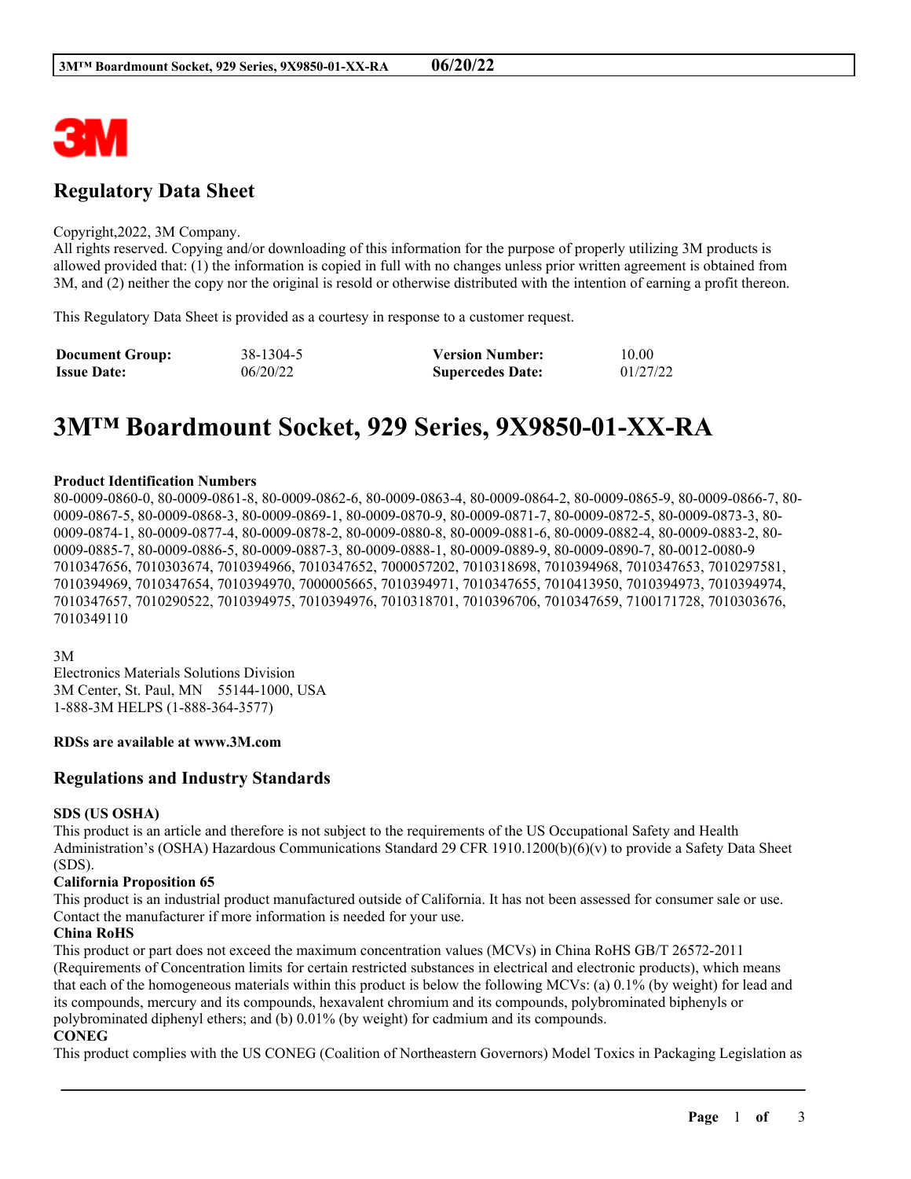# Regulatory Data Sheet

Copyright,2022, 3M Company.
All rights reserved. Copying and/or downloading of this information for the purpose of properly utilizing 3M products is allowed provided that: (1) the information is copied in full with no changes unless prior written agreement is obtained from 3M, and (2) neither the copy nor the original is resold or otherwise distributed with the intention of earning a profit thereon.

This Regulatory Data Sheet is provided as a courtesy in response to a customer request.

| **Document Group:** | 38-1304-5 | **Version Number:** | 10.00 |
|---|---|---|---|
| **Issue Date:** | 06/20/22 | **Supercedes Date:** | 01/27/22 |

# 3M™ Boardmount Socket, 929 Series, 9X9850-01-XX-RA

**Product Identification Numbers**
80-0009-0860-0, 80-0009-0861-8, 80-0009-0862-6, 80-0009-0863-4, 80-0009-0864-2, 80-0009-0865-9, 80-0009-0866-7, 80-0009-0867-5, 80-0009-0868-3, 80-0009-0869-1, 80-0009-0870-9, 80-0009-0871-7, 80-0009-0872-5, 80-0009-0873-3, 80-0009-0874-1, 80-0009-0877-4, 80-0009-0878-2, 80-0009-0880-8, 80-0009-0881-6, 80-0009-0882-4, 80-0009-0883-2, 80-0009-0885-7, 80-0009-0886-5, 80-0009-0887-3, 80-0009-0888-1, 80-0009-0889-9, 80-0009-0890-7, 80-0012-0080-9
7010347656, 7010303674, 7010394966, 7010347652, 7000057202, 7010318698, 7010394968, 7010347653, 7010297581, 7010394969, 7010347654, 7010394970, 7000005665, 7010394971, 7010347655, 7010413950, 7010394973, 7010394974, 7010347657, 7010290522, 7010394975, 7010394976, 7010318701, 7010396706, 7010347659, 7100171728, 7010303676, 7010349110

3M
Electronics Materials Solutions Division
3M Center, St. Paul, MN 55144-1000, USA
1-888-3M HELPS (1-888-364-3577)

**RDSs are available at www.3M.com**

## Regulations and Industry Standards

**SDS (US OSHA)**
This product is an article and therefore is not subject to the requirements of the US Occupational Safety and Health Administration's (OSHA) Hazardous Communications Standard 29 CFR 1910.1200(b)(6)(v) to provide a Safety Data Sheet (SDS).

**California Proposition 65**
This product is an industrial product manufactured outside of California. It has not been assessed for consumer sale or use. Contact the manufacturer if more information is needed for your use.

**China RoHS**
This product or part does not exceed the maximum concentration values (MCVs) in China RoHS GB/T 26572-2011 (Requirements of Concentration limits for certain restricted substances in electrical and electronic products), which means that each of the homogeneous materials within this product is below the following MCVs: (a) 0.1% (by weight) for lead and its compounds, mercury and its compounds, hexavalent chromium and its compounds, polybrominated biphenyls or polybrominated diphenyl ethers; and (b) 0.01% (by weight) for cadmium and its compounds.

**CONEG**
This product complies with the US CONEG (Coalition of Northeastern Governors) Model Toxics in Packaging Legislation as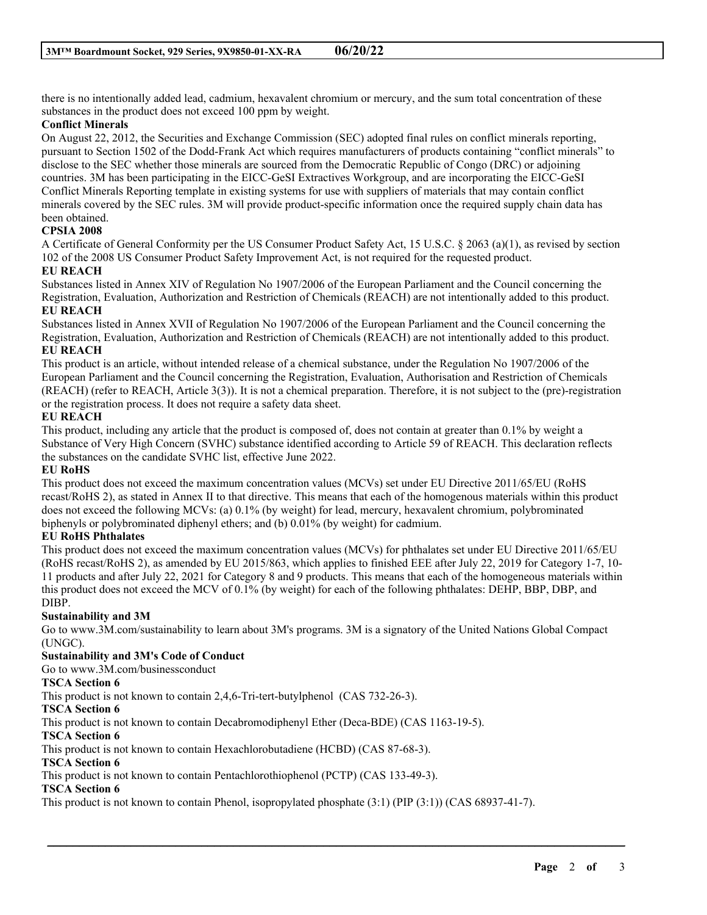there is no intentionally added lead, cadmium, hexavalent chromium or mercury, and the sum total concentration of these substances in the product does not exceed 100 ppm by weight.

**Conflict Minerals**

On August 22, 2012, the Securities and Exchange Commission (SEC) adopted final rules on conflict minerals reporting, pursuant to Section 1502 of the Dodd-Frank Act which requires manufacturers of products containing “conflict minerals” to disclose to the SEC whether those minerals are sourced from the Democratic Republic of Congo (DRC) or adjoining countries. 3M has been participating in the EICC-GeSI Extractives Workgroup, and are incorporating the EICC-GeSI Conflict Minerals Reporting template in existing systems for use with suppliers of materials that may contain conflict minerals covered by the SEC rules. 3M will provide product-specific information once the required supply chain data has been obtained.

**CPSIA 2008**

A Certificate of General Conformity per the US Consumer Product Safety Act, 15 U.S.C. § 2063 (a)(1), as revised by section 102 of the 2008 US Consumer Product Safety Improvement Act, is not required for the requested product.

**EU REACH**

Substances listed in Annex XIV of Regulation No 1907/2006 of the European Parliament and the Council concerning the Registration, Evaluation, Authorization and Restriction of Chemicals (REACH) are not intentionally added to this product.

**EU REACH**

Substances listed in Annex XVII of Regulation No 1907/2006 of the European Parliament and the Council concerning the Registration, Evaluation, Authorization and Restriction of Chemicals (REACH) are not intentionally added to this product.

**EU REACH**

This product is an article, without intended release of a chemical substance, under the Regulation No 1907/2006 of the European Parliament and the Council concerning the Registration, Evaluation, Authorisation and Restriction of Chemicals (REACH) (refer to REACH, Article 3(3)). It is not a chemical preparation. Therefore, it is not subject to the (pre)-registration or the registration process. It does not require a safety data sheet.

**EU REACH**

This product, including any article that the product is composed of, does not contain at greater than 0.1% by weight a Substance of Very High Concern (SVHC) substance identified according to Article 59 of REACH. This declaration reflects the substances on the candidate SVHC list, effective June 2022.

**EU RoHS**

This product does not exceed the maximum concentration values (MCVs) set under EU Directive 2011/65/EU (RoHS recast/RoHS 2), as stated in Annex II to that directive. This means that each of the homogenous materials within this product does not exceed the following MCVs: (a) 0.1% (by weight) for lead, mercury, hexavalent chromium, polybrominated biphenyls or polybrominated diphenyl ethers; and (b) 0.01% (by weight) for cadmium.

**EU RoHS Phthalates**

This product does not exceed the maximum concentration values (MCVs) for phthalates set under EU Directive 2011/65/EU (RoHS recast/RoHS 2), as amended by EU 2015/863, which applies to finished EEE after July 22, 2019 for Category 1-7, 10-11 products and after July 22, 2021 for Category 8 and 9 products. This means that each of the homogeneous materials within this product does not exceed the MCV of 0.1% (by weight) for each of the following phthalates: DEHP, BBP, DBP, and DIBP.

**Sustainability and 3M**

Go to www.3M.com/sustainability to learn about 3M's programs. 3M is a signatory of the United Nations Global Compact (UNGC).

**Sustainability and 3M's Code of Conduct**

Go to www.3M.com/businessconduct

**TSCA Section 6**

This product is not known to contain 2,4,6-Tri-tert-butylphenol (CAS 732-26-3).

**TSCA Section 6**

This product is not known to contain Decabromodiphenyl Ether (Deca-BDE) (CAS 1163-19-5).

**TSCA Section 6**

This product is not known to contain Hexachlorobutadiene (HCBD) (CAS 87-68-3).

**TSCA Section 6**

This product is not known to contain Pentachlorothiophenol (PCTP) (CAS 133-49-3).

**TSCA Section 6**

This product is not known to contain Phenol, isopropylated phosphate (3:1) (PIP (3:1)) (CAS 68937-41-7).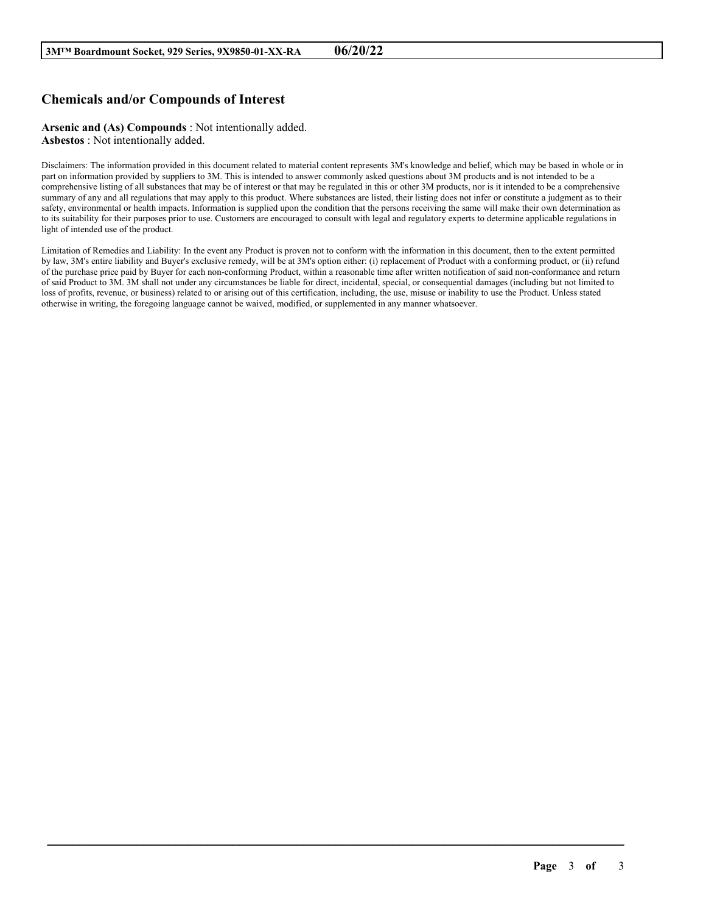## Chemicals and/or Compounds of Interest

**Arsenic and (As) Compounds** : Not intentionally added.
**Asbestos** : Not intentionally added.

Disclaimers: The information provided in this document related to material content represents 3M's knowledge and belief, which may be based in whole or in part on information provided by suppliers to 3M. This is intended to answer commonly asked questions about 3M products and is not intended to be a comprehensive listing of all substances that may be of interest or that may be regulated in this or other 3M products, nor is it intended to be a comprehensive summary of any and all regulations that may apply to this product. Where substances are listed, their listing does not infer or constitute a judgment as to their safety, environmental or health impacts. Information is supplied upon the condition that the persons receiving the same will make their own determination as to its suitability for their purposes prior to use. Customers are encouraged to consult with legal and regulatory experts to determine applicable regulations in light of intended use of the product.

Limitation of Remedies and Liability: In the event any Product is proven not to conform with the information in this document, then to the extent permitted by law, 3M's entire liability and Buyer's exclusive remedy, will be at 3M's option either: (i) replacement of Product with a conforming product, or (ii) refund of the purchase price paid by Buyer for each non-conforming Product, within a reasonable time after written notification of said non-conformance and return of said Product to 3M. 3M shall not under any circumstances be liable for direct, incidental, special, or consequential damages (including but not limited to loss of profits, revenue, or business) related to or arising out of this certification, including, the use, misuse or inability to use the Product. Unless stated otherwise in writing, the foregoing language cannot be waived, modified, or supplemented in any manner whatsoever.